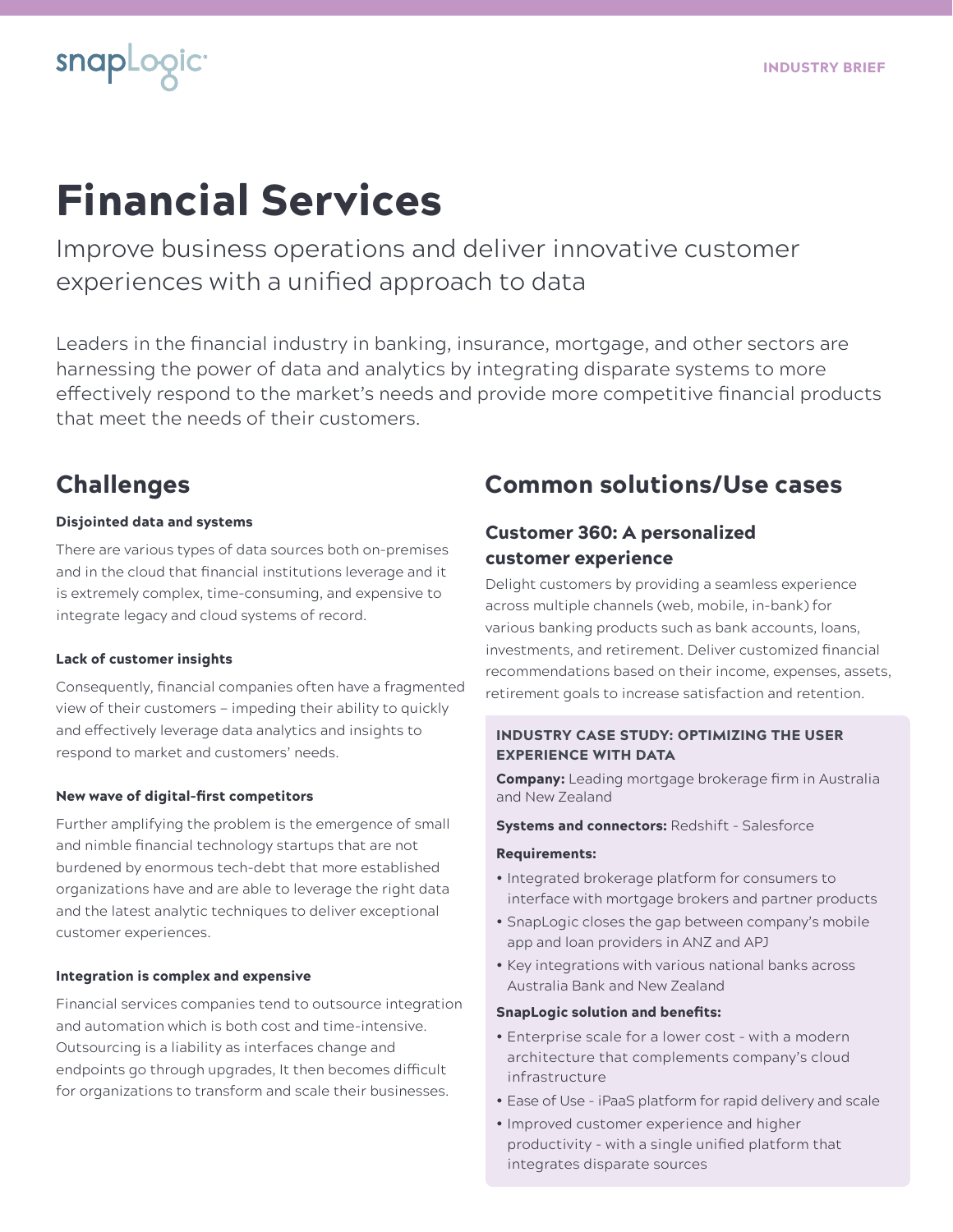# Financial Services

Improve business operations and deliver innovative customer experiences with a unified approach to data

Leaders in the financial industry in banking, insurance, mortgage, and other sectors are harnessing the power of data and analytics by integrating disparate systems to more effectively respond to the market's needs and provide more competitive financial products that meet the needs of their customers.

## Challenges

**Disjointed data and systems**

There are various types of data sources both on-premises and in the cloud that financial institutions leverage and it is extremely complex, time-consuming, and expensive to integrate legacy and cloud systems of record.

**Lack of customer insights**

Consequently, financial companies often have a fragmented view of their customers – impeding their ability to quickly and effectively leverage data analytics and insights to respond to market and customers' needs.

**New wave of digital-first competitors**

Further amplifying the problem is the emergence of small and nimble financial technology startups that are not burdened by enormous tech-debt that more established organizations have and are able to leverage the right data and the latest analytic techniques to deliver exceptional customer experiences.

**Integration is complex and expensive**

Financial services companies tend to outsource integration and automation which is both cost and time-intensive. Outsourcing is a liability as interfaces change and endpoints go through upgrades, It then becomes difficult for organizations to transform and scale their businesses.

## Common solutions/Use cases

### Customer 360: A personalized customer experience

Delight customers by providing a seamless experience across multiple channels (web, mobile, in-bank) for various banking products such as bank accounts, loans, investments, and retirement. Deliver customized financial recommendations based on their income, expenses, assets, retirement goals to increase satisfaction and retention.

**INDUSTRY CASE STUDY: OPTIMIZING THE USER EXPERIENCE WITH DATA**

**Company:** Leading mortgage brokerage firm in Australia and New Zealand

**Systems and connectors:** Redshift - Salesforce

**Requirements:**

- Integrated brokerage platform for consumers to interface with mortgage brokers and partner products
- SnapLogic closes the gap between company's mobile app and loan providers in ANZ and APJ
- Key integrations with various national banks across Australia Bank and New Zealand

**SnapLogic solution and benefits:**

- Enterprise scale for a lower cost - with a modern architecture that complements company's cloud infrastructure
- Ease of Use - iPaaS platform for rapid delivery and scale
- Improved customer experience and higher productivity - with a single unified platform that integrates disparate sources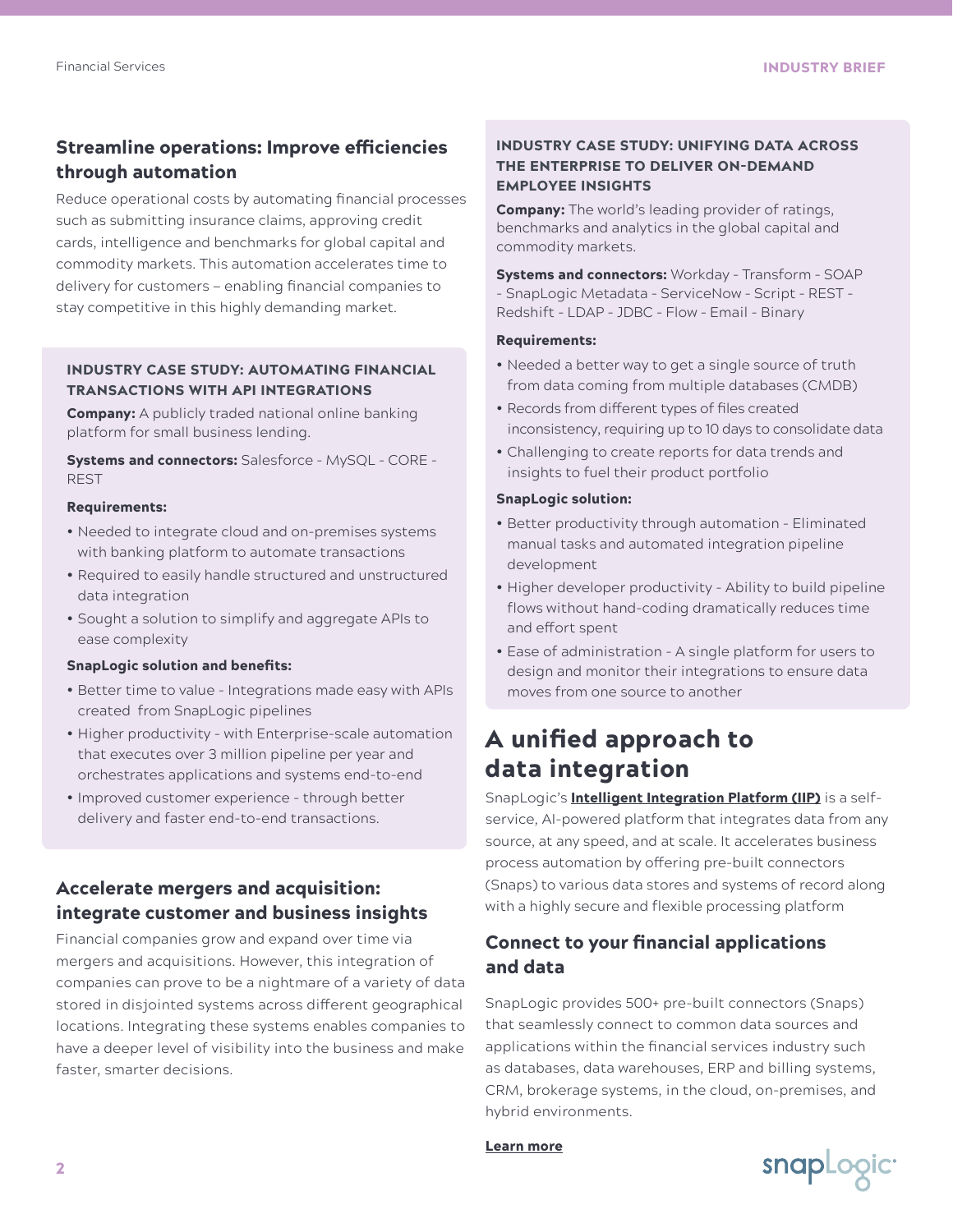## Streamline operations: Improve efficiencies through automation

Reduce operational costs by automating financial processes such as submitting insurance claims, approving credit cards, intelligence and benchmarks for global capital and commodity markets. This automation accelerates time to delivery for customers – enabling financial companies to stay competitive in this highly demanding market.

### INDUSTRY CASE STUDY: AUTOMATING FINANCIAL TRANSACTIONS WITH API INTEGRATIONS

**Company:** A publicly traded national online banking platform for small business lending.

**Systems and connectors:** Salesforce - MySQL - CORE - REST

**Requirements:**

- Needed to integrate cloud and on-premises systems with banking platform to automate transactions
- Required to easily handle structured and unstructured data integration
- Sought a solution to simplify and aggregate APIs to ease complexity

**SnapLogic solution and benefits:**

- Better time to value - Integrations made easy with APIs created from SnapLogic pipelines
- Higher productivity - with Enterprise-scale automation that executes over 3 million pipeline per year and orchestrates applications and systems end-to-end
- Improved customer experience - through better delivery and faster end-to-end transactions.

## Accelerate mergers and acquisition: integrate customer and business insights

Financial companies grow and expand over time via mergers and acquisitions. However, this integration of companies can prove to be a nightmare of a variety of data stored in disjointed systems across different geographical locations. Integrating these systems enables companies to have a deeper level of visibility into the business and make faster, smarter decisions.

### INDUSTRY CASE STUDY: UNIFYING DATA ACROSS THE ENTERPRISE TO DELIVER ON-DEMAND EMPLOYEE INSIGHTS

**Company:** The world's leading provider of ratings, benchmarks and analytics in the global capital and commodity markets.

**Systems and connectors:** Workday - Transform - SOAP - SnapLogic Metadata - ServiceNow - Script - REST - Redshift - LDAP - JDBC - Flow - Email - Binary

**Requirements:**

- Needed a better way to get a single source of truth from data coming from multiple databases (CMDB)
- Records from different types of files created inconsistency, requiring up to 10 days to consolidate data
- Challenging to create reports for data trends and insights to fuel their product portfolio

**SnapLogic solution:**

- Better productivity through automation - Eliminated manual tasks and automated integration pipeline development
- Higher developer productivity - Ability to build pipeline flows without hand-coding dramatically reduces time and effort spent
- Ease of administration - A single platform for users to design and monitor their integrations to ensure data moves from one source to another

# A unified approach to data integration

SnapLogic's **Intelligent Integration Platform (IIP)** is a self-service, AI-powered platform that integrates data from any source, at any speed, and at scale. It accelerates business process automation by offering pre-built connectors (Snaps) to various data stores and systems of record along with a highly secure and flexible processing platform

## Connect to your financial applications and data

SnapLogic provides 500+ pre-built connectors (Snaps) that seamlessly connect to common data sources and applications within the financial services industry such as databases, data warehouses, ERP and billing systems, CRM, brokerage systems, in the cloud, on-premises, and hybrid environments.

**Learn more**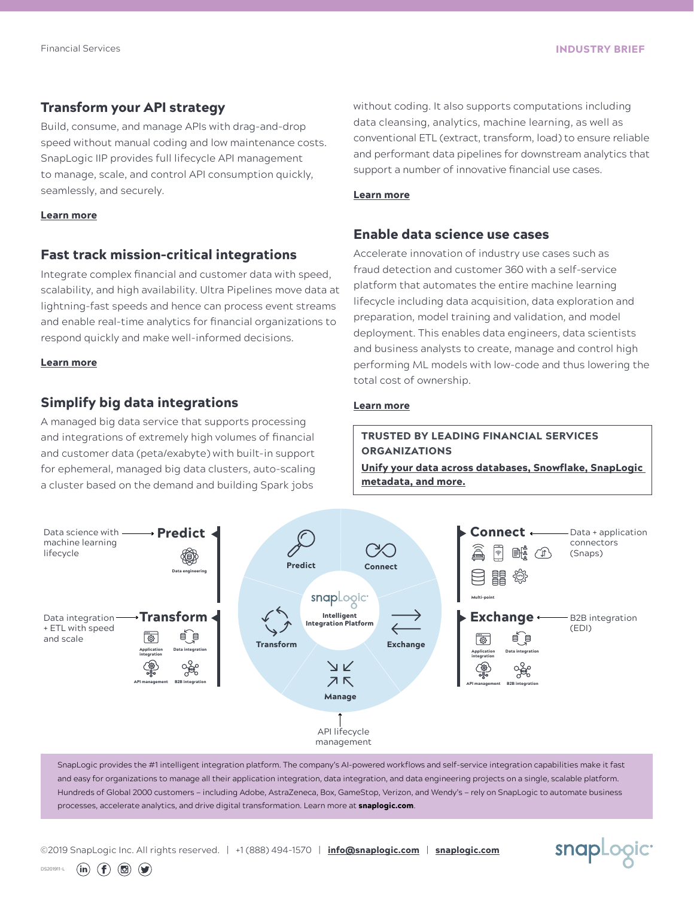## Transform your API strategy

Build, consume, and manage APIs with drag-and-drop speed without manual coding and low maintenance costs. SnapLogic IIP provides full lifecycle API management to manage, scale, and control API consumption quickly, seamlessly, and securely.

**Learn more**

## Fast track mission-critical integrations

Integrate complex financial and customer data with speed, scalability, and high availability. Ultra Pipelines move data at lightning-fast speeds and hence can process event streams and enable real-time analytics for financial organizations to respond quickly and make well-informed decisions.

**Learn more**

## Simplify big data integrations

A managed big data service that supports processing and integrations of extremely high volumes of financial and customer data (peta/exabyte) with built-in support for ephemeral, managed big data clusters, auto-scaling a cluster based on the demand and building Spark jobs without coding. It also supports computations including data cleansing, analytics, machine learning, as well as conventional ETL (extract, transform, load) to ensure reliable and performant data pipelines for downstream analytics that support a number of innovative financial use cases.

**Learn more**

## Enable data science use cases

Accelerate innovation of industry use cases such as fraud detection and customer 360 with a self-service platform that automates the entire machine learning lifecycle including data acquisition, data exploration and preparation, model training and validation, and model deployment. This enables data engineers, data scientists and business analysts to create, manage and control high performing ML models with low-code and thus lowering the total cost of ownership.

**Learn more**

**TRUSTED BY LEADING FINANCIAL SERVICES ORGANIZATIONS**

**Unify your data across databases, Snowflake, SnapLogic metadata, and more.**

Data science with machine learning lifecycle → **Predict**

Data engineering

Data integration + ETL with speed and scale → **Transform**

Application integration

Data integration

API management

B2B integration

Predict

Connect

snapLogic

Intelligent Integration Platform

Transform

Exchange

Manage

API lifecycle management

**Connect** ← Data + application connectors (Snaps)

Multi-point

**Exchange** ← B2B integration (EDI)

Application integration

Data integration

API management

B2B integration

SnapLogic provides the #1 intelligent integration platform. The company's AI-powered workflows and self-service integration capabilities make it fast and easy for organizations to manage all their application integration, data integration, and data engineering projects on a single, scalable platform. Hundreds of Global 2000 customers – including Adobe, AstraZeneca, Box, GameStop, Verizon, and Wendy's – rely on SnapLogic to automate business processes, accelerate analytics, and drive digital transformation. Learn more at **snaplogic.com**.

©2019 SnapLogic Inc. All rights reserved. | +1 (888) 494-1570 | **info@snaplogic.com** | **snaplogic.com**

DS201911-L